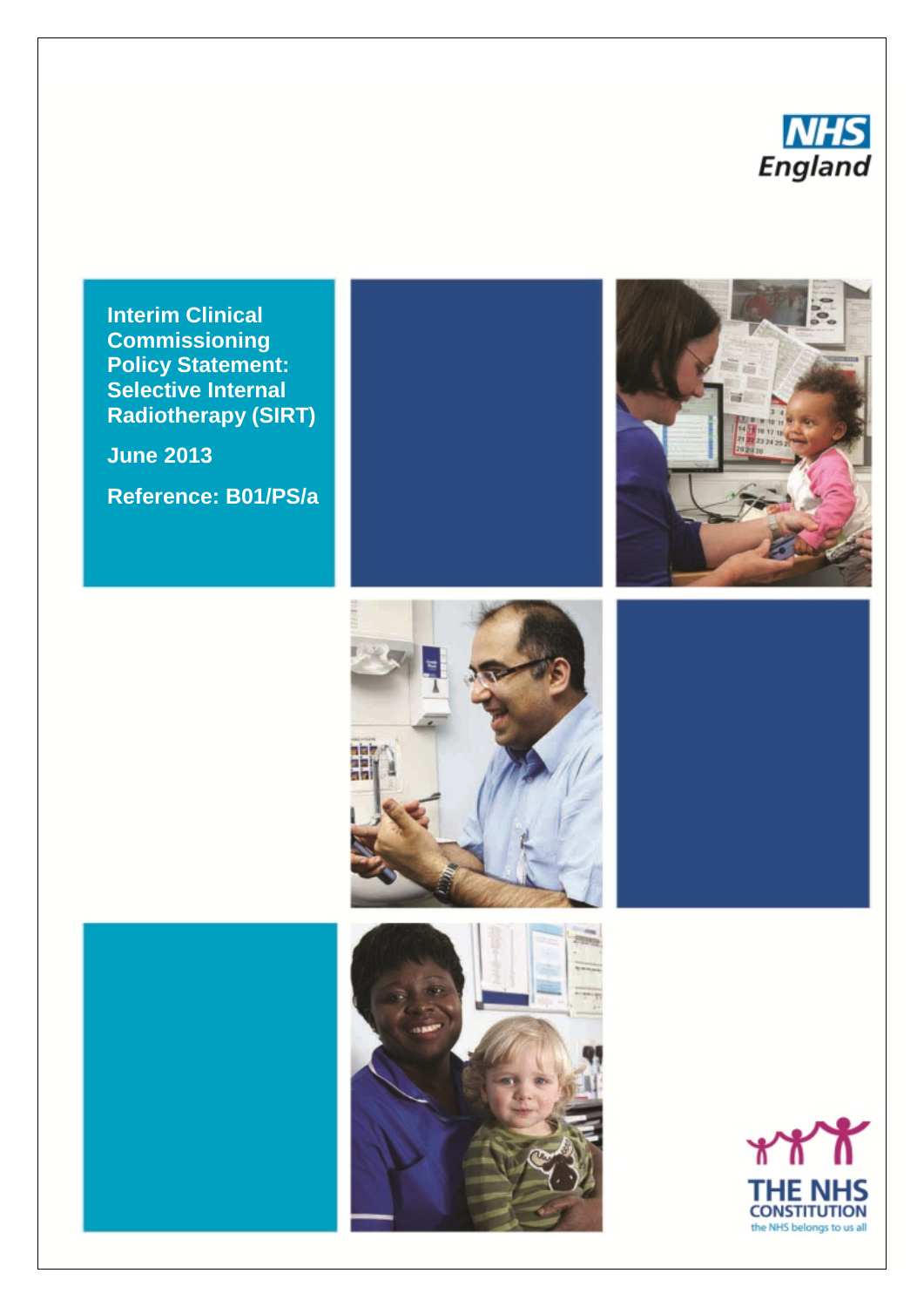NHS England

# Interim Clinical Commissioning Policy Statement: Selective Internal Radiotherapy (SIRT)

**June 2013**

**Reference: B01/PS/a**

THE NHS CONSTITUTION

the NHS belongs to us all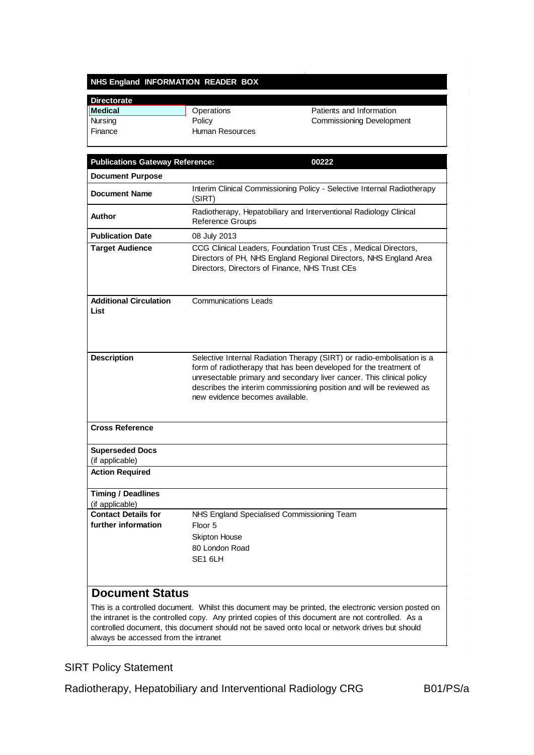## NHS England INFORMATION READER BOX

| Directorate | | |
|---|---|---|
| **Medical** | Operations | Patients and Information |
| Nursing | Policy | Commissioning Development |
| Finance | Human Resources | |

| **Publications Gateway Reference:** | **00222** |
|---|---|
| **Document Purpose** | |
| **Document Name** | Interim Clinical Commissioning Policy - Selective Internal Radiotherapy (SIRT) |
| **Author** | Radiotherapy, Hepatobiliary and Interventional Radiology Clinical Reference Groups |
| **Publication Date** | 08 July 2013 |
| **Target Audience** | CCG Clinical Leaders, Foundation Trust CEs , Medical Directors, Directors of PH, NHS England Regional Directors, NHS England Area Directors, Directors of Finance, NHS Trust CEs |
| **Additional Circulation List** | Communications Leads |
| **Description** | Selective Internal Radiation Therapy (SIRT) or radio-embolisation is a form of radiotherapy that has been developed for the treatment of unresectable primary and secondary liver cancer. This clinical policy describes the interim commissioning position and will be reviewed as new evidence becomes available. |
| **Cross Reference** | |
| **Superseded Docs** (if applicable) | |
| **Action Required** | |
| **Timing / Deadlines** (if applicable) | |
| **Contact Details for further information** | NHS England Specialised Commissioning Team<br>Floor 5<br>Skipton House<br>80 London Road<br>SE1 6LH |

## Document Status

This is a controlled document. Whilst this document may be printed, the electronic version posted on the intranet is the controlled copy. Any printed copies of this document are not controlled. As a controlled document, this document should not be saved onto local or network drives but should always be accessed from the intranet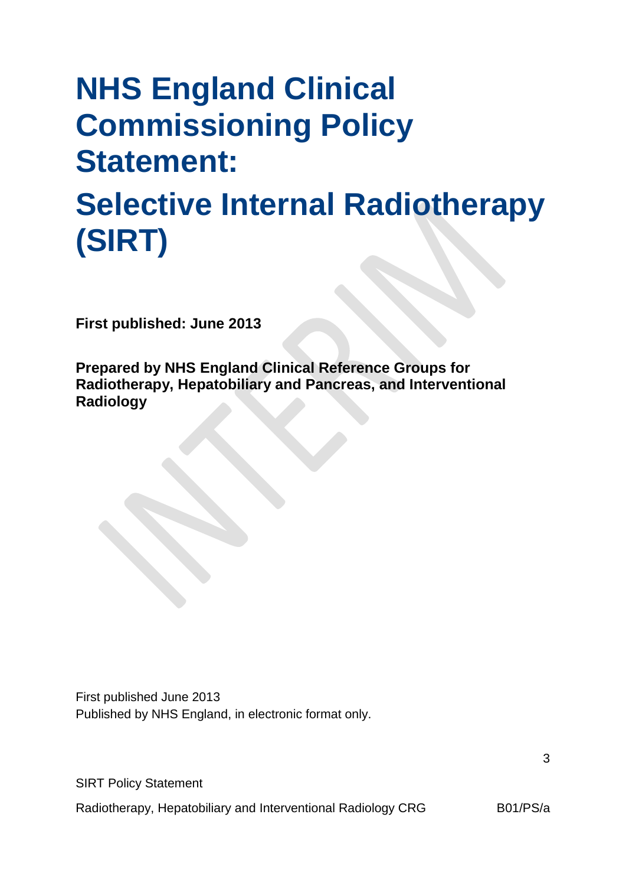# NHS England Clinical Commissioning Policy Statement:

# Selective Internal Radiotherapy (SIRT)

**First published: June 2013**

**Prepared by NHS England Clinical Reference Groups for Radiotherapy, Hepatobiliary and Pancreas, and Interventional Radiology**

First published June 2013
Published by NHS England, in electronic format only.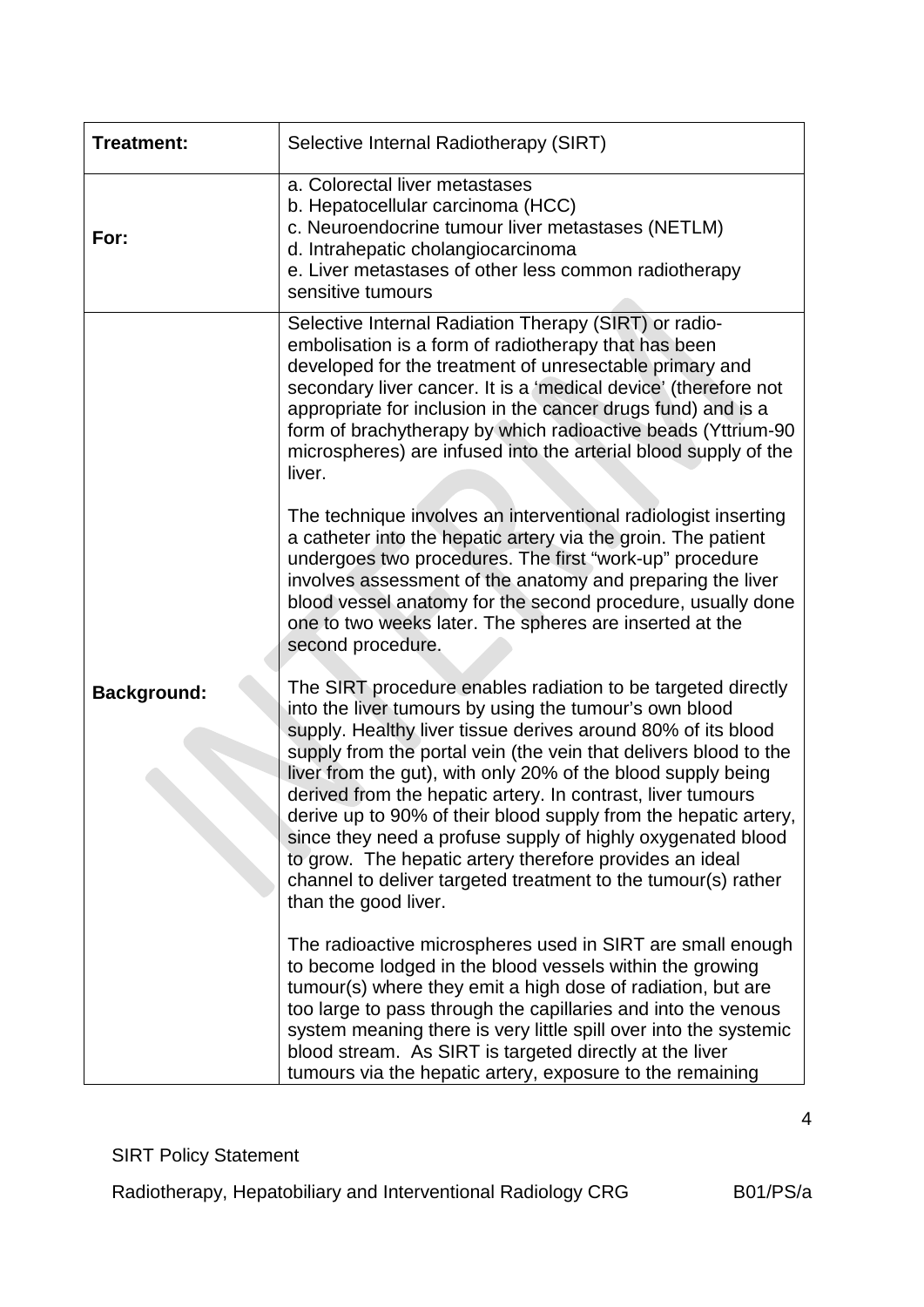| **Treatment:** | Selective Internal Radiotherapy (SIRT) |
|---|---|
| **For:** | a. Colorectal liver metastases<br>b. Hepatocellular carcinoma (HCC)<br>c. Neuroendocrine tumour liver metastases (NETLM)<br>d. Intrahepatic cholangiocarcinoma<br>e. Liver metastases of other less common radiotherapy sensitive tumours |
| **Background:** | Selective Internal Radiation Therapy (SIRT) or radio-embolisation is a form of radiotherapy that has been developed for the treatment of unresectable primary and secondary liver cancer. It is a 'medical device' (therefore not appropriate for inclusion in the cancer drugs fund) and is a form of brachytherapy by which radioactive beads (Yttrium-90 microspheres) are infused into the arterial blood supply of the liver.<br><br>The technique involves an interventional radiologist inserting a catheter into the hepatic artery via the groin. The patient undergoes two procedures. The first "work-up" procedure involves assessment of the anatomy and preparing the liver blood vessel anatomy for the second procedure, usually done one to two weeks later. The spheres are inserted at the second procedure.<br><br>The SIRT procedure enables radiation to be targeted directly into the liver tumours by using the tumour's own blood supply. Healthy liver tissue derives around 80% of its blood supply from the portal vein (the vein that delivers blood to the liver from the gut), with only 20% of the blood supply being derived from the hepatic artery. In contrast, liver tumours derive up to 90% of their blood supply from the hepatic artery, since they need a profuse supply of highly oxygenated blood to grow. The hepatic artery therefore provides an ideal channel to deliver targeted treatment to the tumour(s) rather than the good liver.<br><br>The radioactive microspheres used in SIRT are small enough to become lodged in the blood vessels within the growing tumour(s) where they emit a high dose of radiation, but are too large to pass through the capillaries and into the venous system meaning there is very little spill over into the systemic blood stream. As SIRT is targeted directly at the liver tumours via the hepatic artery, exposure to the remaining |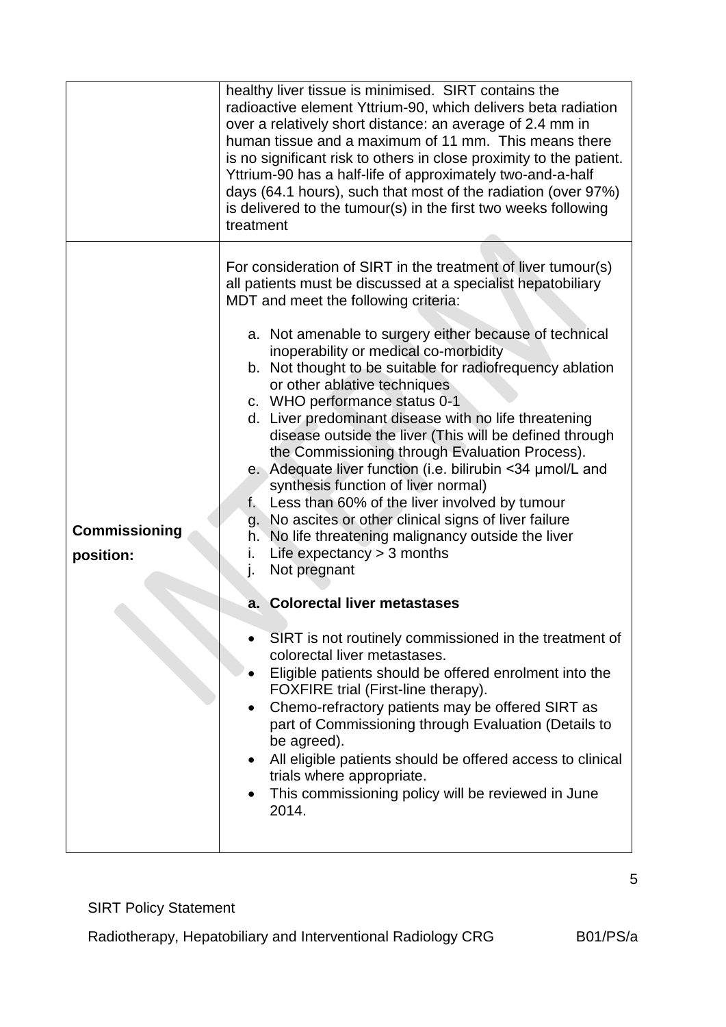| | |
|---|---|
| | healthy liver tissue is minimised. SIRT contains the radioactive element Yttrium-90, which delivers beta radiation over a relatively short distance: an average of 2.4 mm in human tissue and a maximum of 11 mm. This means there is no significant risk to others in close proximity to the patient. Yttrium-90 has a half-life of approximately two-and-a-half days (64.1 hours), such that most of the radiation (over 97%) is delivered to the tumour(s) in the first two weeks following treatment |
| **Commissioning position:** | For consideration of SIRT in the treatment of liver tumour(s) all patients must be discussed at a specialist hepatobiliary MDT and meet the following criteria:<br><br>a. Not amenable to surgery either because of technical inoperability or medical co-morbidity<br>b. Not thought to be suitable for radiofrequency ablation or other ablative techniques<br>c. WHO performance status 0-1<br>d. Liver predominant disease with no life threatening disease outside the liver (This will be defined through the Commissioning through Evaluation Process).<br>e. Adequate liver function (i.e. bilirubin <34 μmol/L and synthesis function of liver normal)<br>f. Less than 60% of the liver involved by tumour<br>g. No ascites or other clinical signs of liver failure<br>h. No life threatening malignancy outside the liver<br>i. Life expectancy > 3 months<br>j. Not pregnant<br><br>**a. Colorectal liver metastases**<br><br>• SIRT is not routinely commissioned in the treatment of colorectal liver metastases.<br>• Eligible patients should be offered enrolment into the FOXFIRE trial (First-line therapy).<br>• Chemo-refractory patients may be offered SIRT as part of Commissioning through Evaluation (Details to be agreed).<br>• All eligible patients should be offered access to clinical trials where appropriate.<br>• This commissioning policy will be reviewed in June 2014. |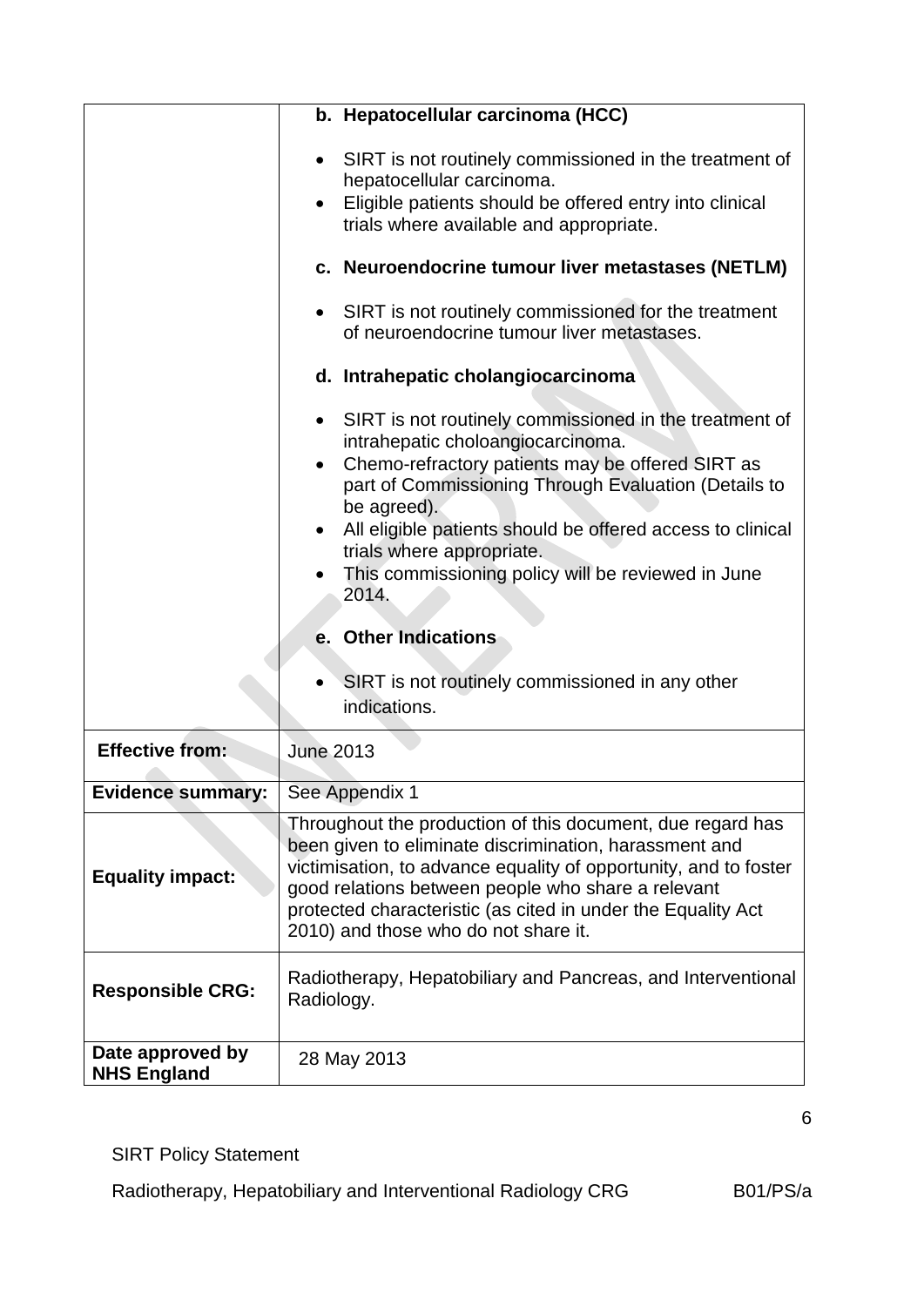| | |
|---|---|
| | **b. Hepatocellular carcinoma (HCC)**<br><br>• SIRT is not routinely commissioned in the treatment of hepatocellular carcinoma.<br>• Eligible patients should be offered entry into clinical trials where available and appropriate.<br><br>**c. Neuroendocrine tumour liver metastases (NETLM)**<br><br>• SIRT is not routinely commissioned for the treatment of neuroendocrine tumour liver metastases.<br><br>**d. Intrahepatic cholangiocarcinoma**<br><br>• SIRT is not routinely commissioned in the treatment of intrahepatic choloangiocarcinoma.<br>• Chemo-refractory patients may be offered SIRT as part of Commissioning Through Evaluation (Details to be agreed).<br>• All eligible patients should be offered access to clinical trials where appropriate.<br>• This commissioning policy will be reviewed in June 2014.<br><br>**e. Other Indications**<br><br>• SIRT is not routinely commissioned in any other indications. |
| **Effective from:** | June 2013 |
| **Evidence summary:** | See Appendix 1 |
| **Equality impact:** | Throughout the production of this document, due regard has been given to eliminate discrimination, harassment and victimisation, to advance equality of opportunity, and to foster good relations between people who share a relevant protected characteristic (as cited in under the Equality Act 2010) and those who do not share it. |
| **Responsible CRG:** | Radiotherapy, Hepatobiliary and Pancreas, and Interventional Radiology. |
| **Date approved by NHS England** | 28 May 2013 |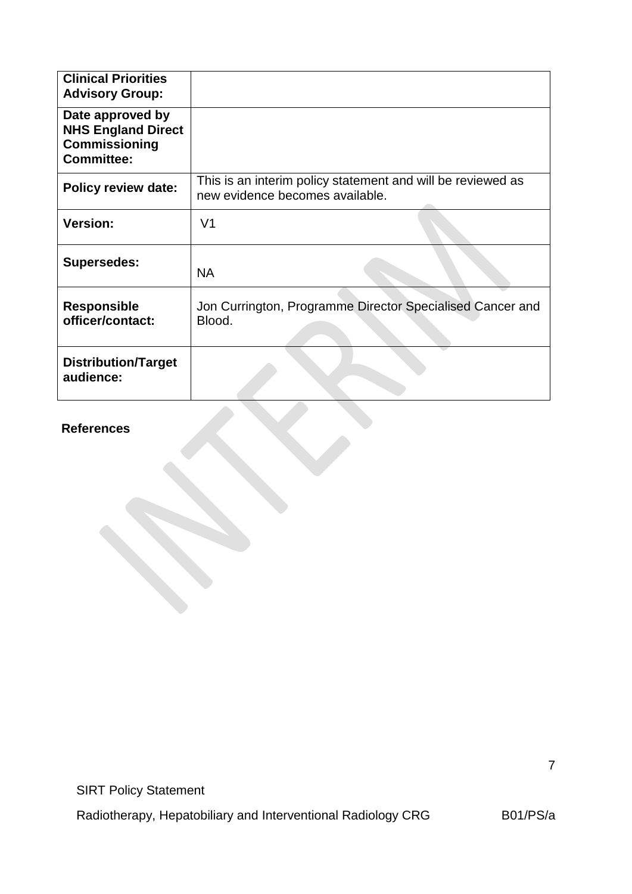| | |
|---|---|
| **Clinical Priorities Advisory Group:** | |
| **Date approved by NHS England Direct Commissioning Committee:** | |
| **Policy review date:** | This is an interim policy statement and will be reviewed as new evidence becomes available. |
| **Version:** | V1 |
| **Supersedes:** | NA |
| **Responsible officer/contact:** | Jon Currington, Programme Director Specialised Cancer and Blood. |
| **Distribution/Target audience:** | |

**References**